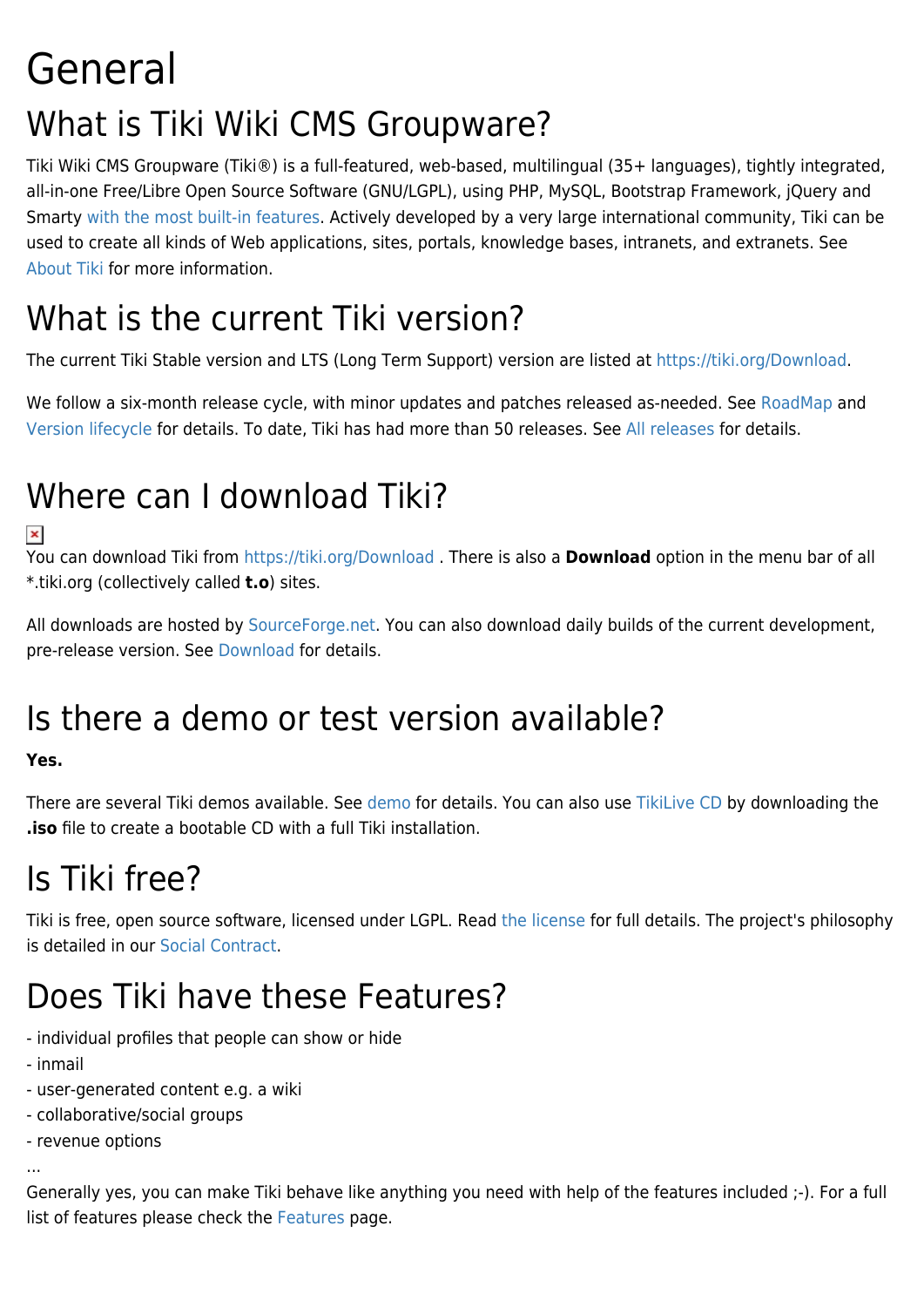# General

## What is Tiki Wiki CMS Groupware?

Tiki Wiki CMS Groupware (Tiki®) is a full-featured, web-based, multilingual (35+ languages), tightly integrated, all-in-one Free/Libre Open Source Software (GNU/LGPL), using PHP, MySQL, Bootstrap Framework, jQuery and Smarty with the most built-in features. Actively developed by a very large international community, Tiki can be used to create all kinds of Web applications, sites, portals, knowledge bases, intranets, and extranets. See About Tiki for more information.

## What is the current Tiki version?

The current Tiki Stable version and LTS (Long Term Support) version are listed at https://tiki.org/Download.

We follow a six-month release cycle, with minor updates and patches released as-needed. See RoadMap and Version lifecycle for details. To date, Tiki has had more than 50 releases. See All releases for details.

## Where can I download Tiki?

You can download Tiki from https://tiki.org/Download . There is also a **Download** option in the menu bar of all *.tiki.org (collectively called **t.o**) sites.

All downloads are hosted by SourceForge.net. You can also download daily builds of the current development, pre-release version. See Download for details.

## Is there a demo or test version available?

**Yes.**

There are several Tiki demos available. See demo for details. You can also use TikiLive CD by downloading the **.iso** file to create a bootable CD with a full Tiki installation.

## Is Tiki free?

Tiki is free, open source software, licensed under LGPL. Read the license for full details. The project's philosophy is detailed in our Social Contract.

## Does Tiki have these Features?

- individual profiles that people can show or hide
- inmail
- user-generated content e.g. a wiki
- collaborative/social groups
- revenue options

...

Generally yes, you can make Tiki behave like anything you need with help of the features included ;-). For a full list of features please check the Features page.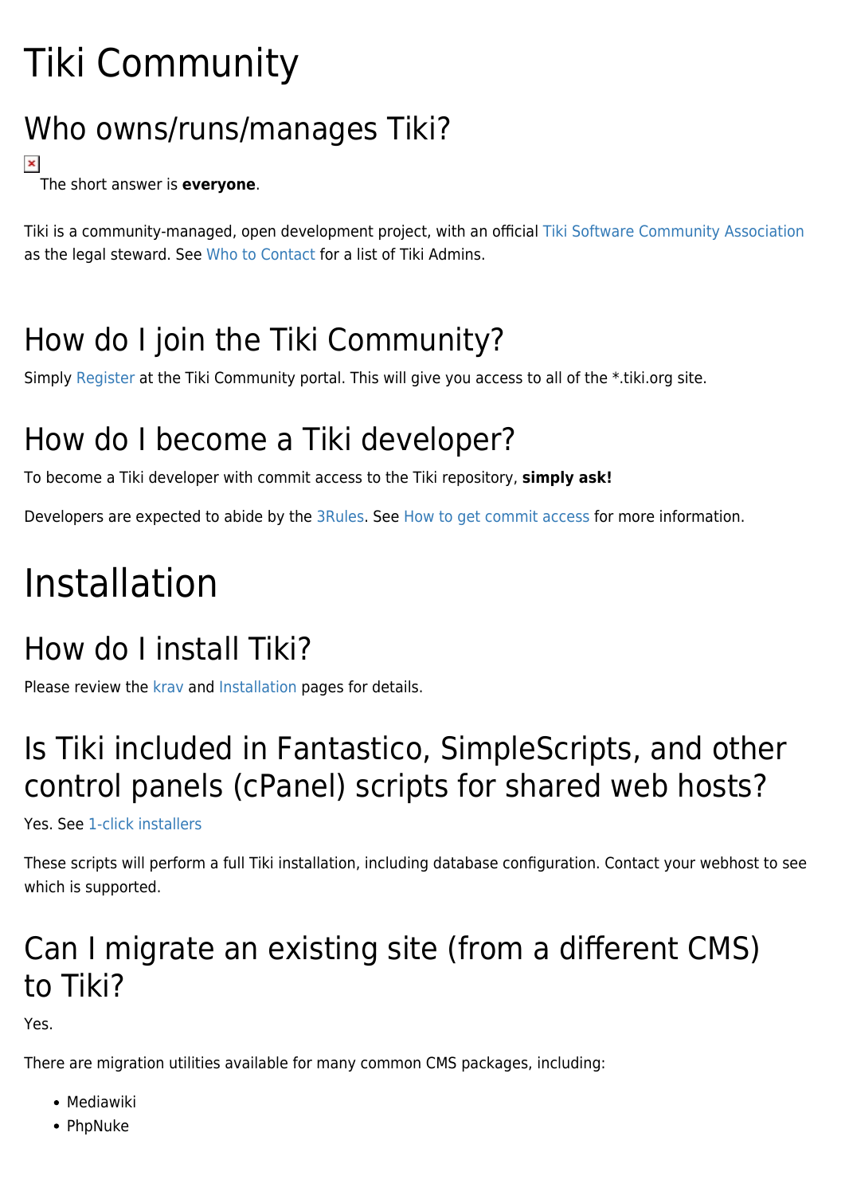# Tiki Community

## Who owns/runs/manages Tiki?

The short answer is **everyone**.

Tiki is a community-managed, open development project, with an official Tiki Software Community Association as the legal steward. See Who to Contact for a list of Tiki Admins.

## How do I join the Tiki Community?

Simply Register at the Tiki Community portal. This will give you access to all of the *.tiki.org site.

## How do I become a Tiki developer?

To become a Tiki developer with commit access to the Tiki repository, **simply ask!**

Developers are expected to abide by the 3Rules. See How to get commit access for more information.

# Installation

## How do I install Tiki?

Please review the krav and Installation pages for details.

## Is Tiki included in Fantastico, SimpleScripts, and other control panels (cPanel) scripts for shared web hosts?

Yes. See 1-click installers

These scripts will perform a full Tiki installation, including database configuration. Contact your webhost to see which is supported.

## Can I migrate an existing site (from a different CMS) to Tiki?

Yes.

There are migration utilities available for many common CMS packages, including:

- Mediawiki
- PhpNuke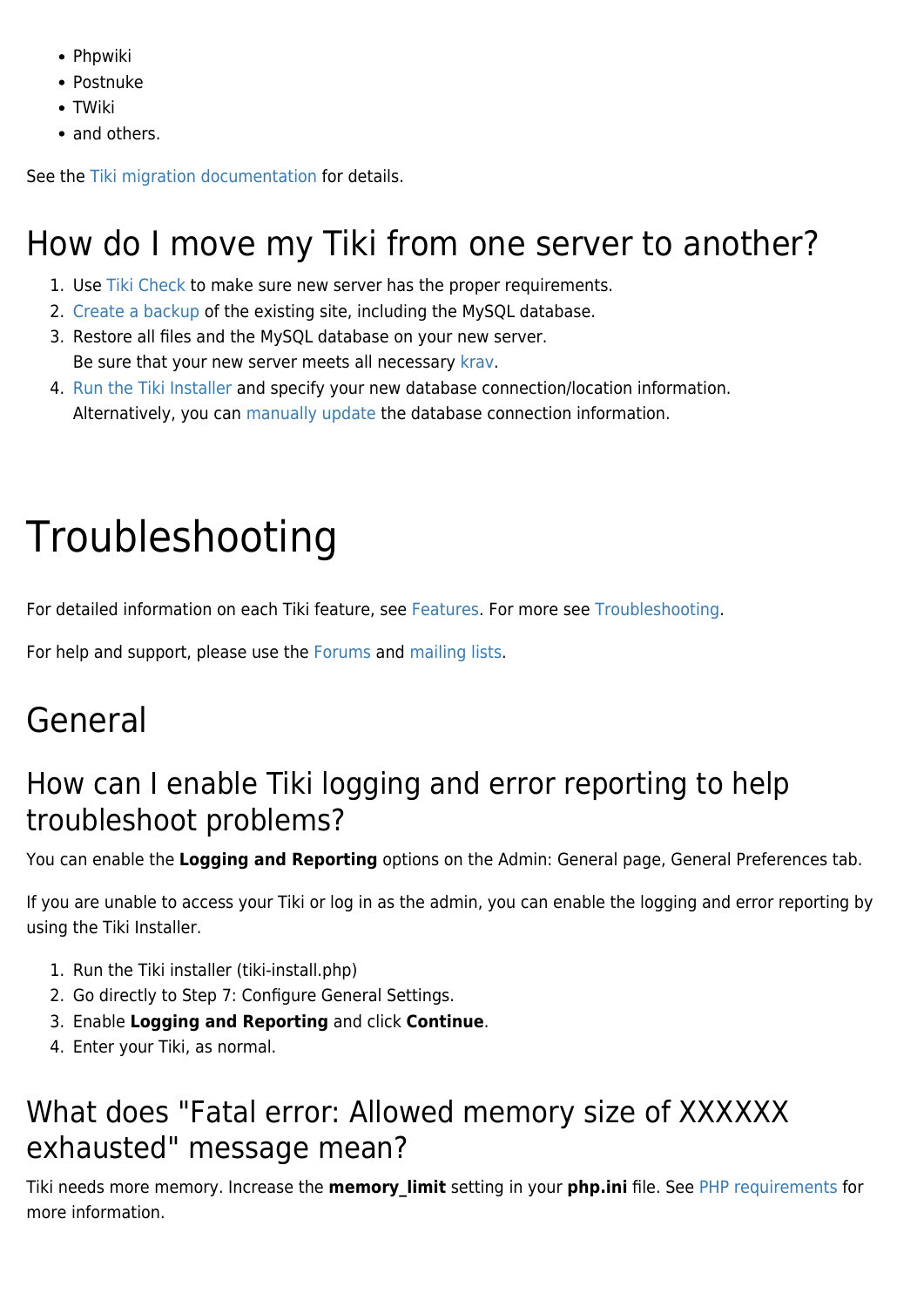- Phpwiki
- Postnuke
- TWiki
- and others.

See the Tiki migration documentation for details.

## How do I move my Tiki from one server to another?

1. Use Tiki Check to make sure new server has the proper requirements.
2. Create a backup of the existing site, including the MySQL database.
3. Restore all files and the MySQL database on your new server.
   Be sure that your new server meets all necessary krav.
4. Run the Tiki Installer and specify your new database connection/location information.
   Alternatively, you can manually update the database connection information.

# Troubleshooting

For detailed information on each Tiki feature, see Features. For more see Troubleshooting.

For help and support, please use the Forums and mailing lists.

## General

### How can I enable Tiki logging and error reporting to help troubleshoot problems?

You can enable the **Logging and Reporting** options on the Admin: General page, General Preferences tab.

If you are unable to access your Tiki or log in as the admin, you can enable the logging and error reporting by using the Tiki Installer.

1. Run the Tiki installer (tiki-install.php)
2. Go directly to Step 7: Configure General Settings.
3. Enable **Logging and Reporting** and click **Continue**.
4. Enter your Tiki, as normal.

### What does "Fatal error: Allowed memory size of XXXXXX exhausted" message mean?

Tiki needs more memory. Increase the **memory_limit** setting in your **php.ini** file. See PHP requirements for more information.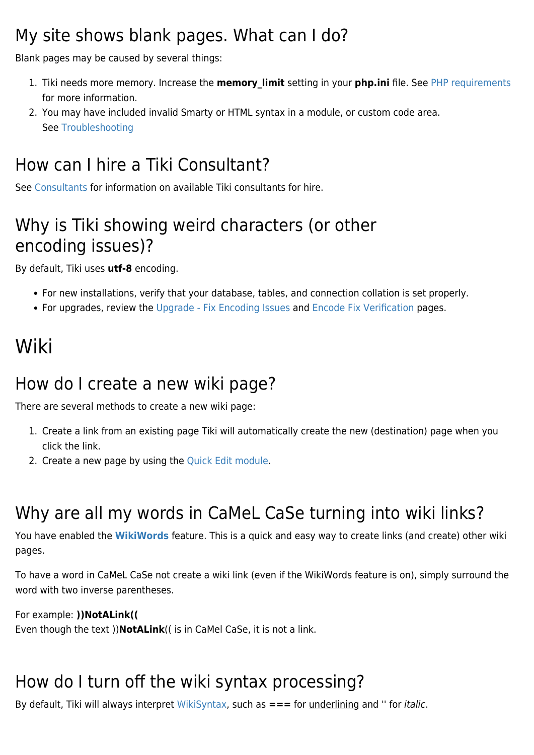## My site shows blank pages. What can I do?

Blank pages may be caused by several things:

1. Tiki needs more memory. Increase the **memory_limit** setting in your **php.ini** file. See PHP requirements for more information.
2. You may have included invalid Smarty or HTML syntax in a module, or custom code area. See Troubleshooting

## How can I hire a Tiki Consultant?

See Consultants for information on available Tiki consultants for hire.

## Why is Tiki showing weird characters (or other encoding issues)?

By default, Tiki uses **utf-8** encoding.

- For new installations, verify that your database, tables, and connection collation is set properly.
- For upgrades, review the Upgrade - Fix Encoding Issues and Encode Fix Verification pages.

# Wiki

## How do I create a new wiki page?

There are several methods to create a new wiki page:

1. Create a link from an existing page Tiki will automatically create the new (destination) page when you click the link.
2. Create a new page by using the Quick Edit module.

## Why are all my words in CaMeL CaSe turning into wiki links?

You have enabled the **WikiWords** feature. This is a quick and easy way to create links (and create) other wiki pages.

To have a word in CaMeL CaSe not create a wiki link (even if the WikiWords feature is on), simply surround the word with two inverse parentheses.

For example: **))NotALink((**
Even though the text ))**NotALink**(( is in CaMel CaSe, it is not a link.

## How do I turn off the wiki syntax processing?

By default, Tiki will always interpret WikiSyntax, such as **===** for <u>underlining</u> and '' for *italic*.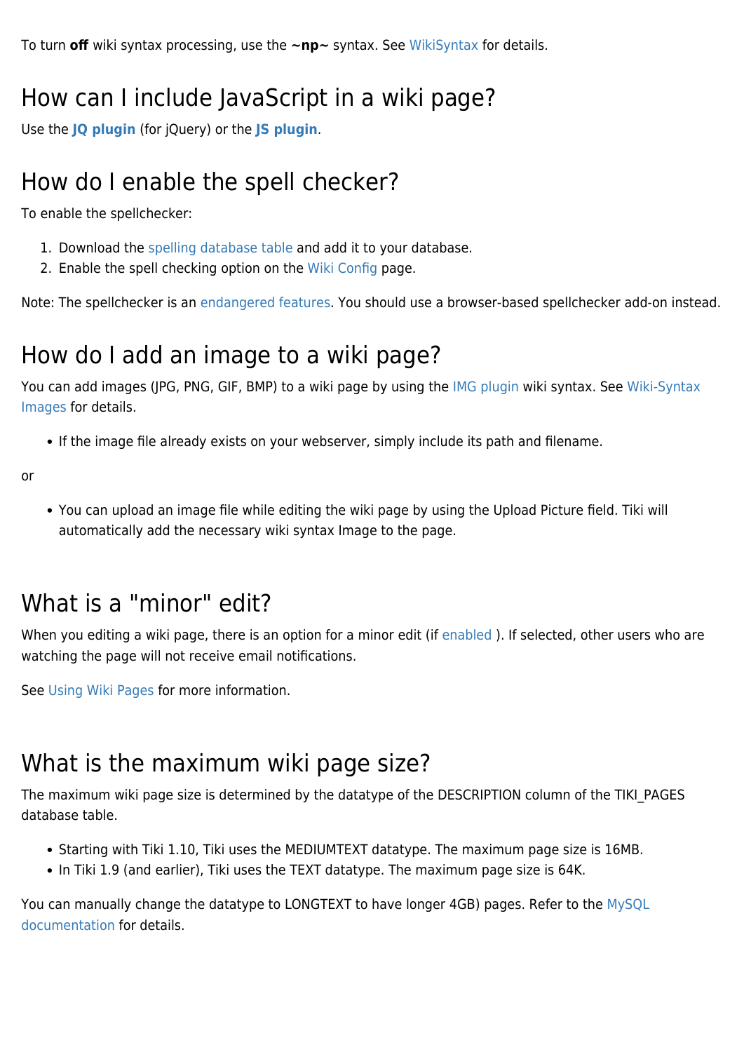To turn **off** wiki syntax processing, use the **~np~** syntax. See WikiSyntax for details.

## How can I include JavaScript in a wiki page?

Use the **JQ plugin** (for jQuery) or the **JS plugin**.

## How do I enable the spell checker?

To enable the spellchecker:

1. Download the spelling database table and add it to your database.
2. Enable the spell checking option on the Wiki Config page.

Note: The spellchecker is an endangered features. You should use a browser-based spellchecker add-on instead.

## How do I add an image to a wiki page?

You can add images (JPG, PNG, GIF, BMP) to a wiki page by using the IMG plugin wiki syntax. See Wiki-Syntax Images for details.

- If the image file already exists on your webserver, simply include its path and filename.

or

- You can upload an image file while editing the wiki page by using the Upload Picture field. Tiki will automatically add the necessary wiki syntax Image to the page.

## What is a "minor" edit?

When you editing a wiki page, there is an option for a minor edit (if enabled ). If selected, other users who are watching the page will not receive email notifications.

See Using Wiki Pages for more information.

## What is the maximum wiki page size?

The maximum wiki page size is determined by the datatype of the DESCRIPTION column of the TIKI_PAGES database table.

- Starting with Tiki 1.10, Tiki uses the MEDIUMTEXT datatype. The maximum page size is 16MB.
- In Tiki 1.9 (and earlier), Tiki uses the TEXT datatype. The maximum page size is 64K.

You can manually change the datatype to LONGTEXT to have longer 4GB) pages. Refer to the MySQL documentation for details.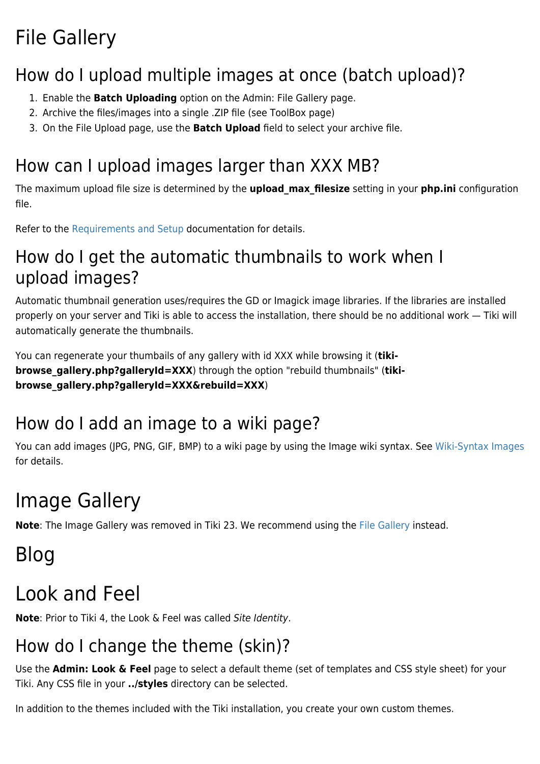# File Gallery

## How do I upload multiple images at once (batch upload)?

1. Enable the **Batch Uploading** option on the Admin: File Gallery page.
2. Archive the files/images into a single .ZIP file (see ToolBox page)
3. On the File Upload page, use the **Batch Upload** field to select your archive file.

## How can I upload images larger than XXX MB?

The maximum upload file size is determined by the **upload_max_filesize** setting in your **php.ini** configuration file.

Refer to the Requirements and Setup documentation for details.

## How do I get the automatic thumbnails to work when I upload images?

Automatic thumbnail generation uses/requires the GD or Imagick image libraries. If the libraries are installed properly on your server and Tiki is able to access the installation, there should be no additional work — Tiki will automatically generate the thumbnails.

You can regenerate your thumbails of any gallery with id XXX while browsing it (**tiki-browse_gallery.php?galleryId=XXX**) through the option "rebuild thumbnails" (**tiki-browse_gallery.php?galleryId=XXX&rebuild=XXX**)

## How do I add an image to a wiki page?

You can add images (JPG, PNG, GIF, BMP) to a wiki page by using the Image wiki syntax. See Wiki-Syntax Images for details.

# Image Gallery

**Note**: The Image Gallery was removed in Tiki 23. We recommend using the File Gallery instead.

# Blog

# Look and Feel

**Note**: Prior to Tiki 4, the Look & Feel was called *Site Identity*.

## How do I change the theme (skin)?

Use the **Admin: Look & Feel** page to select a default theme (set of templates and CSS style sheet) for your Tiki. Any CSS file in your **../styles** directory can be selected.

In addition to the themes included with the Tiki installation, you create your own custom themes.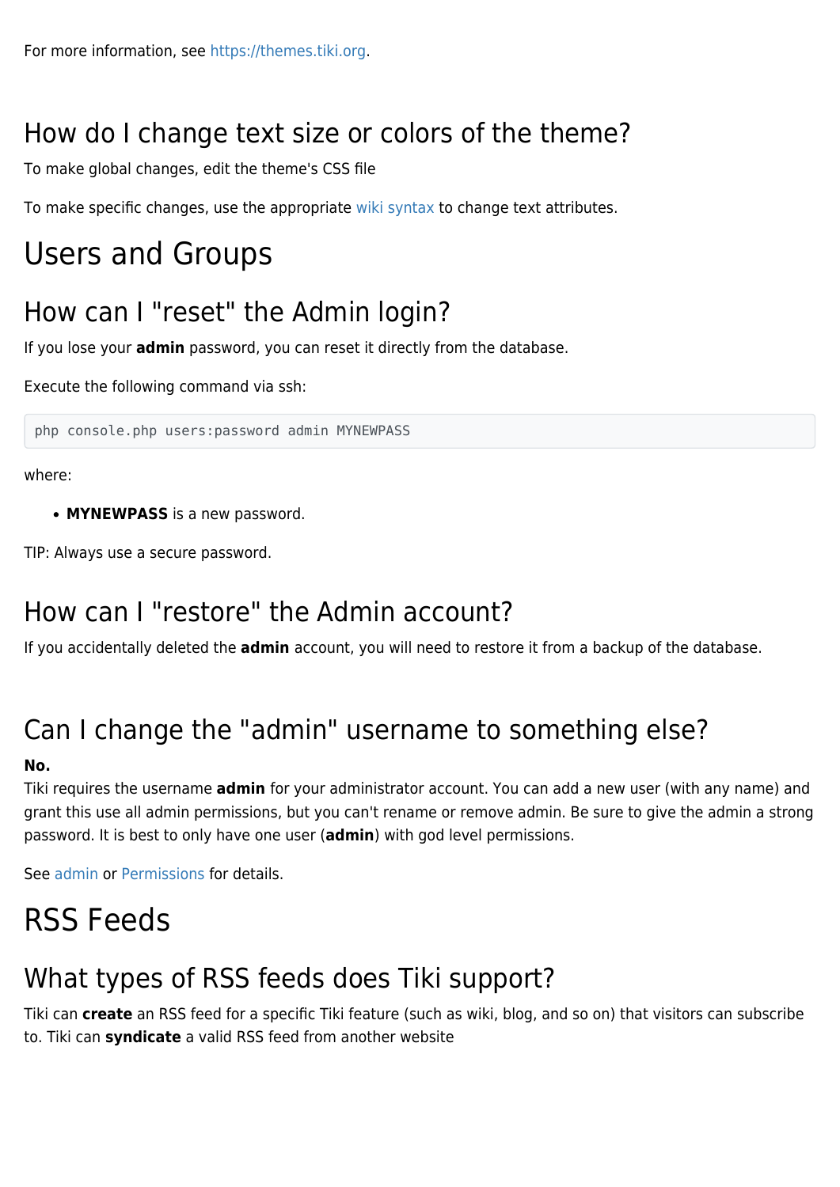For more information, see https://themes.tiki.org.

## How do I change text size or colors of the theme?

To make global changes, edit the theme's CSS file

To make specific changes, use the appropriate wiki syntax to change text attributes.

# Users and Groups

## How can I "reset" the Admin login?

If you lose your **admin** password, you can reset it directly from the database.

Execute the following command via ssh:

```
php console.php users:password admin MYNEWPASS
```

where:

- **MYNEWPASS** is a new password.

TIP: Always use a secure password.

## How can I "restore" the Admin account?

If you accidentally deleted the **admin** account, you will need to restore it from a backup of the database.

## Can I change the "admin" username to something else?

**No.**
Tiki requires the username **admin** for your administrator account. You can add a new user (with any name) and grant this use all admin permissions, but you can't rename or remove admin. Be sure to give the admin a strong password. It is best to only have one user (**admin**) with god level permissions.

See admin or Permissions for details.

# RSS Feeds

## What types of RSS feeds does Tiki support?

Tiki can **create** an RSS feed for a specific Tiki feature (such as wiki, blog, and so on) that visitors can subscribe to. Tiki can **syndicate** a valid RSS feed from another website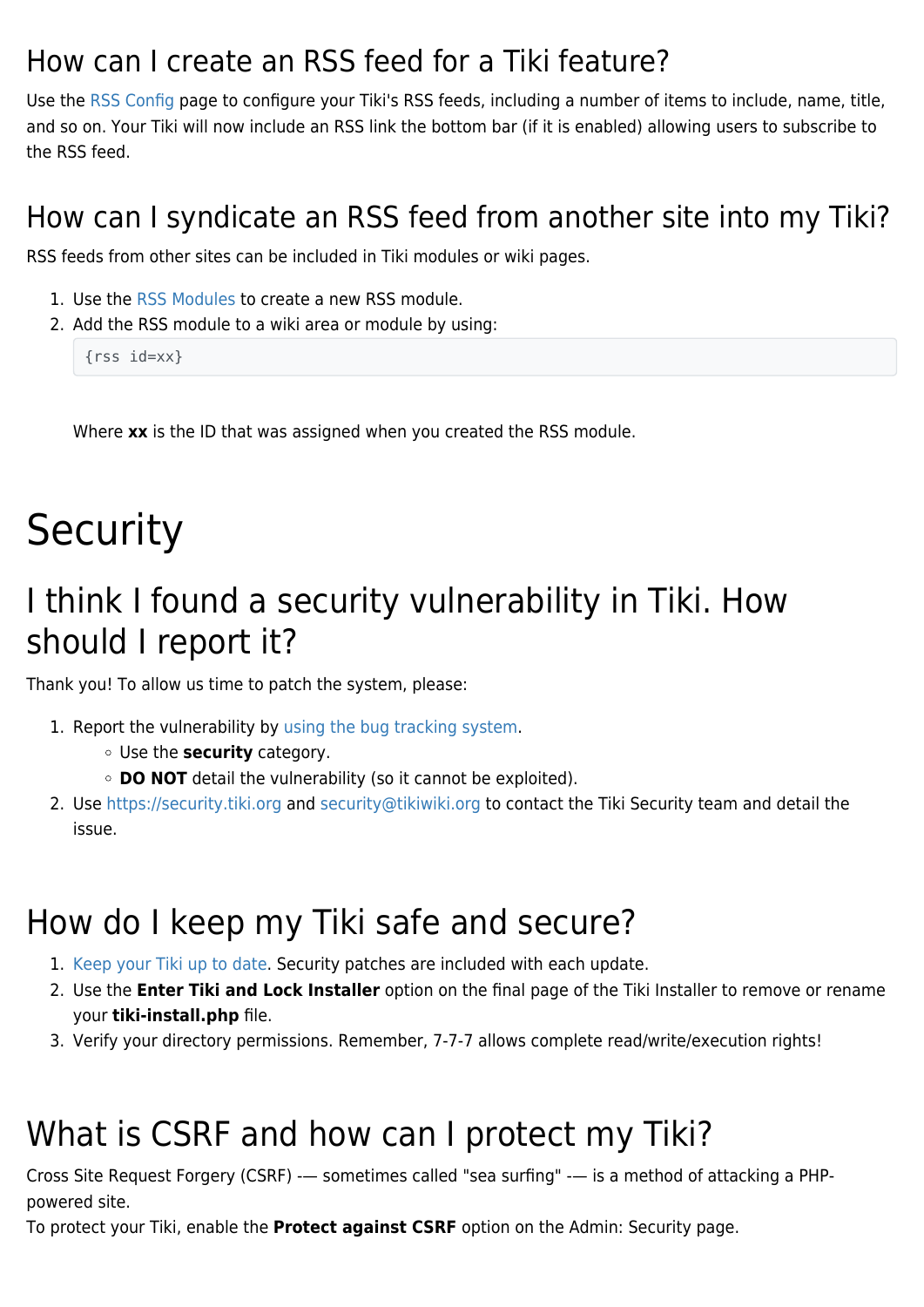## How can I create an RSS feed for a Tiki feature?

Use the RSS Config page to configure your Tiki's RSS feeds, including a number of items to include, name, title, and so on. Your Tiki will now include an RSS link the bottom bar (if it is enabled) allowing users to subscribe to the RSS feed.

## How can I syndicate an RSS feed from another site into my Tiki?

RSS feeds from other sites can be included in Tiki modules or wiki pages.

1. Use the RSS Modules to create a new RSS module.
2. Add the RSS module to a wiki area or module by using:

   ```
   {rss id=xx}
   ```

   Where **xx** is the ID that was assigned when you created the RSS module.

# Security

## I think I found a security vulnerability in Tiki. How should I report it?

Thank you! To allow us time to patch the system, please:

1. Report the vulnerability by using the bug tracking system.
   - Use the **security** category.
   - **DO NOT** detail the vulnerability (so it cannot be exploited).
2. Use https://security.tiki.org and security@tikiwiki.org to contact the Tiki Security team and detail the issue.

## How do I keep my Tiki safe and secure?

1. Keep your Tiki up to date. Security patches are included with each update.
2. Use the **Enter Tiki and Lock Installer** option on the final page of the Tiki Installer to remove or rename your **tiki-install.php** file.
3. Verify your directory permissions. Remember, 7-7-7 allows complete read/write/execution rights!

## What is CSRF and how can I protect my Tiki?

Cross Site Request Forgery (CSRF) -— sometimes called "sea surfing" -— is a method of attacking a PHP-powered site.
To protect your Tiki, enable the **Protect against CSRF** option on the Admin: Security page.